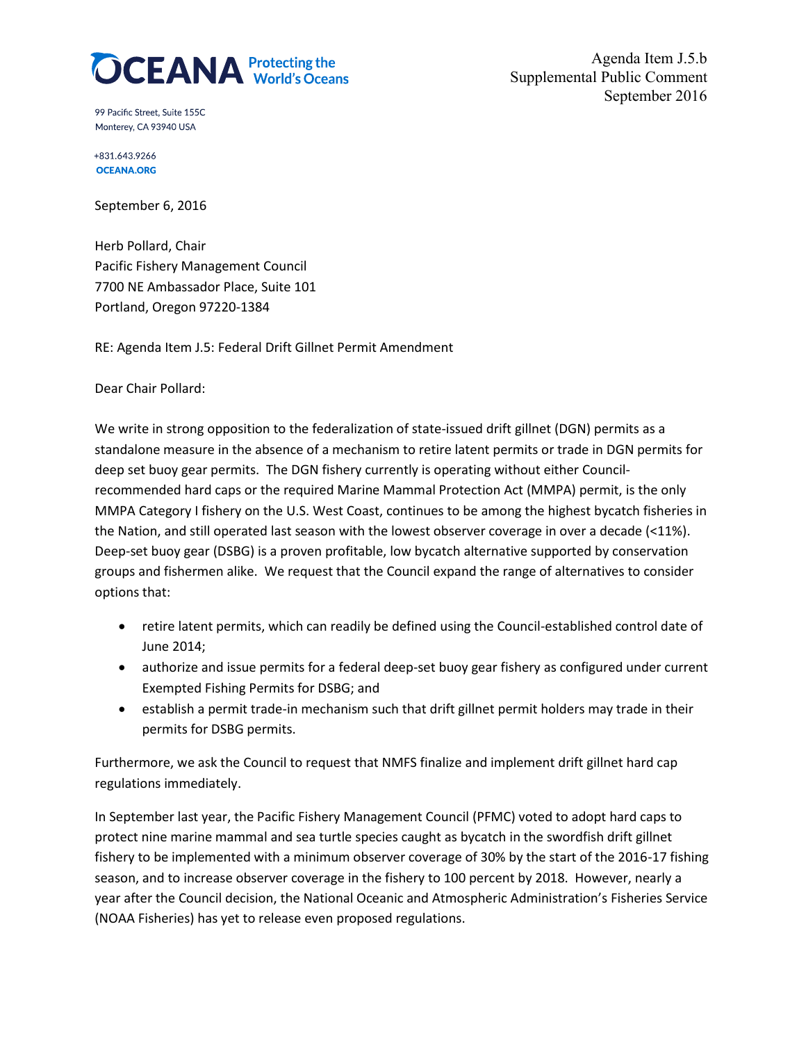**OCEANA** Protecting the World's Oceans

99 Pacific Street, Suite 155C
Monterey, CA 93940 USA

+831.643.9266
OCEANA.ORG

Agenda Item J.5.b
Supplemental Public Comment
September 2016

September 6, 2016

Herb Pollard, Chair
Pacific Fishery Management Council
7700 NE Ambassador Place, Suite 101
Portland, Oregon 97220-1384

RE: Agenda Item J.5: Federal Drift Gillnet Permit Amendment

Dear Chair Pollard:

We write in strong opposition to the federalization of state-issued drift gillnet (DGN) permits as a standalone measure in the absence of a mechanism to retire latent permits or trade in DGN permits for deep set buoy gear permits. The DGN fishery currently is operating without either Council-recommended hard caps or the required Marine Mammal Protection Act (MMPA) permit, is the only MMPA Category I fishery on the U.S. West Coast, continues to be among the highest bycatch fisheries in the Nation, and still operated last season with the lowest observer coverage in over a decade (<11%). Deep-set buoy gear (DSBG) is a proven profitable, low bycatch alternative supported by conservation groups and fishermen alike. We request that the Council expand the range of alternatives to consider options that:

- retire latent permits, which can readily be defined using the Council-established control date of June 2014;
- authorize and issue permits for a federal deep-set buoy gear fishery as configured under current Exempted Fishing Permits for DSBG; and
- establish a permit trade-in mechanism such that drift gillnet permit holders may trade in their permits for DSBG permits.

Furthermore, we ask the Council to request that NMFS finalize and implement drift gillnet hard cap regulations immediately.

In September last year, the Pacific Fishery Management Council (PFMC) voted to adopt hard caps to protect nine marine mammal and sea turtle species caught as bycatch in the swordfish drift gillnet fishery to be implemented with a minimum observer coverage of 30% by the start of the 2016-17 fishing season, and to increase observer coverage in the fishery to 100 percent by 2018. However, nearly a year after the Council decision, the National Oceanic and Atmospheric Administration's Fisheries Service (NOAA Fisheries) has yet to release even proposed regulations.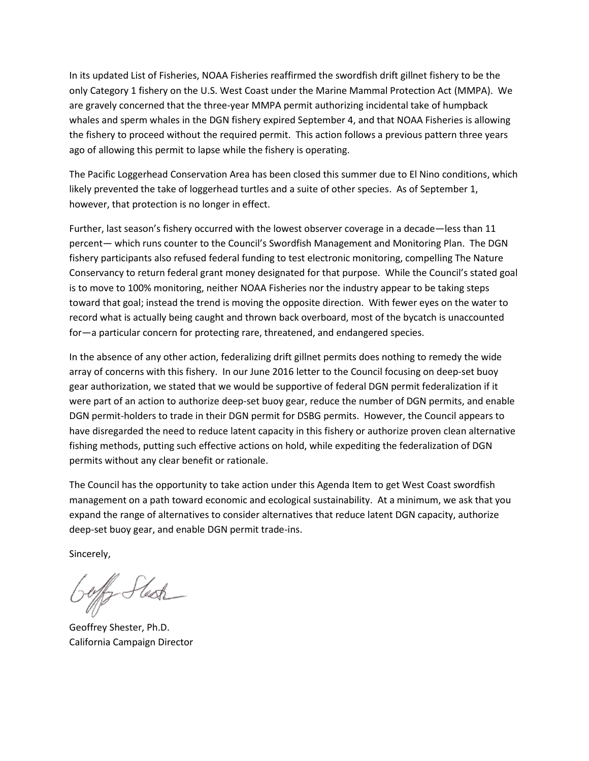In its updated List of Fisheries, NOAA Fisheries reaffirmed the swordfish drift gillnet fishery to be the only Category 1 fishery on the U.S. West Coast under the Marine Mammal Protection Act (MMPA). We are gravely concerned that the three-year MMPA permit authorizing incidental take of humpback whales and sperm whales in the DGN fishery expired September 4, and that NOAA Fisheries is allowing the fishery to proceed without the required permit. This action follows a previous pattern three years ago of allowing this permit to lapse while the fishery is operating.

The Pacific Loggerhead Conservation Area has been closed this summer due to El Nino conditions, which likely prevented the take of loggerhead turtles and a suite of other species. As of September 1, however, that protection is no longer in effect.

Further, last season's fishery occurred with the lowest observer coverage in a decade—less than 11 percent— which runs counter to the Council's Swordfish Management and Monitoring Plan. The DGN fishery participants also refused federal funding to test electronic monitoring, compelling The Nature Conservancy to return federal grant money designated for that purpose. While the Council's stated goal is to move to 100% monitoring, neither NOAA Fisheries nor the industry appear to be taking steps toward that goal; instead the trend is moving the opposite direction. With fewer eyes on the water to record what is actually being caught and thrown back overboard, most of the bycatch is unaccounted for—a particular concern for protecting rare, threatened, and endangered species.

In the absence of any other action, federalizing drift gillnet permits does nothing to remedy the wide array of concerns with this fishery. In our June 2016 letter to the Council focusing on deep-set buoy gear authorization, we stated that we would be supportive of federal DGN permit federalization if it were part of an action to authorize deep-set buoy gear, reduce the number of DGN permits, and enable DGN permit-holders to trade in their DGN permit for DSBG permits. However, the Council appears to have disregarded the need to reduce latent capacity in this fishery or authorize proven clean alternative fishing methods, putting such effective actions on hold, while expediting the federalization of DGN permits without any clear benefit or rationale.

The Council has the opportunity to take action under this Agenda Item to get West Coast swordfish management on a path toward economic and ecological sustainability. At a minimum, we ask that you expand the range of alternatives to consider alternatives that reduce latent DGN capacity, authorize deep-set buoy gear, and enable DGN permit trade-ins.

Sincerely,

Geoffrey Shester, Ph.D.
California Campaign Director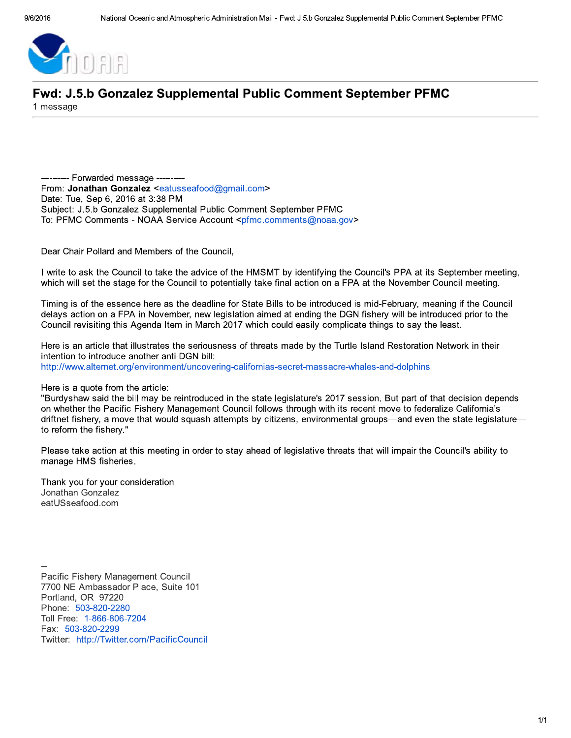# Fwd: J.5.b Gonzalez Supplemental Public Comment September PFMC

1 message

---------- Forwarded message ----------
From: **Jonathan Gonzalez** <eatusseafood@gmail.com>
Date: Tue, Sep 6, 2016 at 3:38 PM
Subject: J.5.b Gonzalez Supplemental Public Comment September PFMC
To: PFMC Comments - NOAA Service Account <pfmc.comments@noaa.gov>

Dear Chair Pollard and Members of the Council,

I write to ask the Council to take the advice of the HMSMT by identifying the Council's PPA at its September meeting, which will set the stage for the Council to potentially take final action on a FPA at the November Council meeting.

Timing is of the essence here as the deadline for State Bills to be introduced is mid-February, meaning if the Council delays action on a FPA in November, new legislation aimed at ending the DGN fishery will be introduced prior to the Council revisiting this Agenda Item in March 2017 which could easily complicate things to say the least.

Here is an article that illustrates the seriousness of threats made by the Turtle Island Restoration Network in their intention to introduce another anti-DGN bill:
http://www.alternet.org/environment/uncovering-californias-secret-massacre-whales-and-dolphins

Here is a quote from the article:
"Burdyshaw said the bill may be reintroduced in the state legislature's 2017 session. But part of that decision depends on whether the Pacific Fishery Management Council follows through with its recent move to federalize California's driftnet fishery, a move that would squash attempts by citizens, environmental groups—and even the state legislature—to reform the fishery."

Please take action at this meeting in order to stay ahead of legislative threats that will impair the Council's ability to manage HMS fisheries.

Thank you for your consideration
Jonathan Gonzalez
eatUSseafood.com

--
Pacific Fishery Management Council
7700 NE Ambassador Place, Suite 101
Portland, OR 97220
Phone: 503-820-2280
Toll Free: 1-866-806-7204
Fax: 503-820-2299
Twitter: http://Twitter.com/PacificCouncil